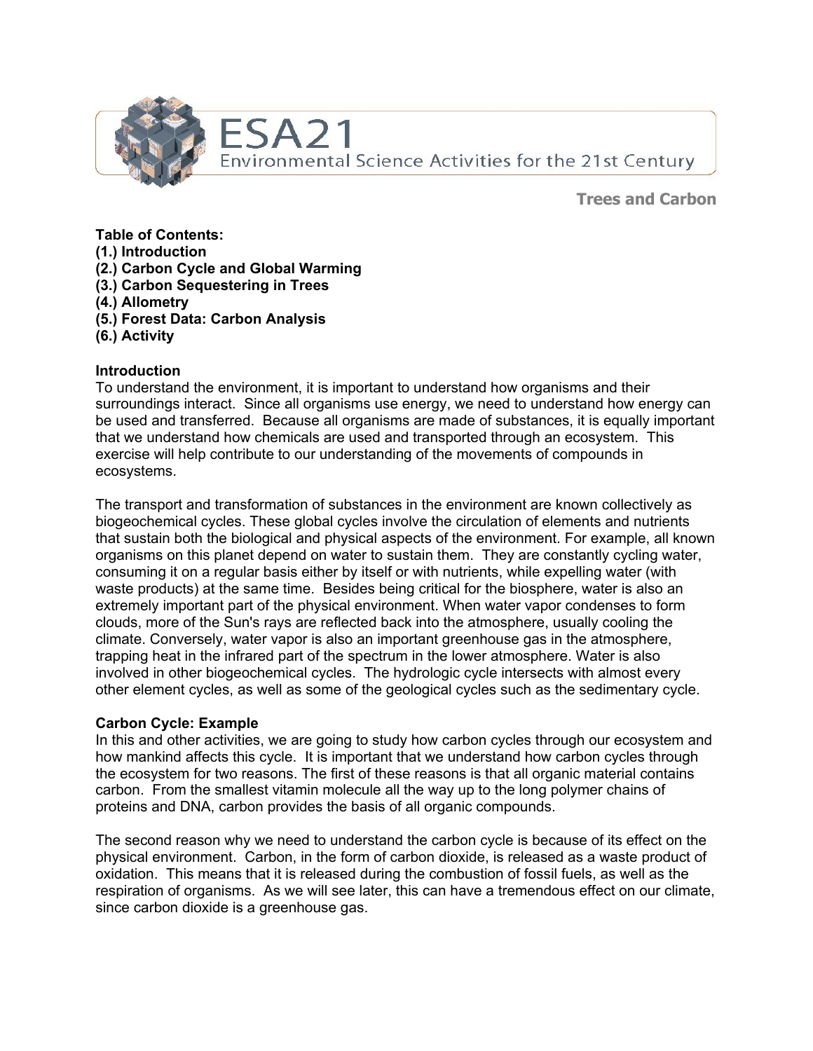# ESA21

Environmental Science Activities for the 21st Century

## Trees and Carbon

**Table of Contents:**
**(1.) Introduction**
**(2.) Carbon Cycle and Global Warming**
**(3.) Carbon Sequestering in Trees**
**(4.) Allometry**
**(5.) Forest Data: Carbon Analysis**
**(6.) Activity**

### Introduction

To understand the environment, it is important to understand how organisms and their surroundings interact. Since all organisms use energy, we need to understand how energy can be used and transferred. Because all organisms are made of substances, it is equally important that we understand how chemicals are used and transported through an ecosystem. This exercise will help contribute to our understanding of the movements of compounds in ecosystems.

The transport and transformation of substances in the environment are known collectively as biogeochemical cycles. These global cycles involve the circulation of elements and nutrients that sustain both the biological and physical aspects of the environment. For example, all known organisms on this planet depend on water to sustain them. They are constantly cycling water, consuming it on a regular basis either by itself or with nutrients, while expelling water (with waste products) at the same time. Besides being critical for the biosphere, water is also an extremely important part of the physical environment. When water vapor condenses to form clouds, more of the Sun's rays are reflected back into the atmosphere, usually cooling the climate. Conversely, water vapor is also an important greenhouse gas in the atmosphere, trapping heat in the infrared part of the spectrum in the lower atmosphere. Water is also involved in other biogeochemical cycles. The hydrologic cycle intersects with almost every other element cycles, as well as some of the geological cycles such as the sedimentary cycle.

### Carbon Cycle: Example

In this and other activities, we are going to study how carbon cycles through our ecosystem and how mankind affects this cycle. It is important that we understand how carbon cycles through the ecosystem for two reasons. The first of these reasons is that all organic material contains carbon. From the smallest vitamin molecule all the way up to the long polymer chains of proteins and DNA, carbon provides the basis of all organic compounds.

The second reason why we need to understand the carbon cycle is because of its effect on the physical environment. Carbon, in the form of carbon dioxide, is released as a waste product of oxidation. This means that it is released during the combustion of fossil fuels, as well as the respiration of organisms. As we will see later, this can have a tremendous effect on our climate, since carbon dioxide is a greenhouse gas.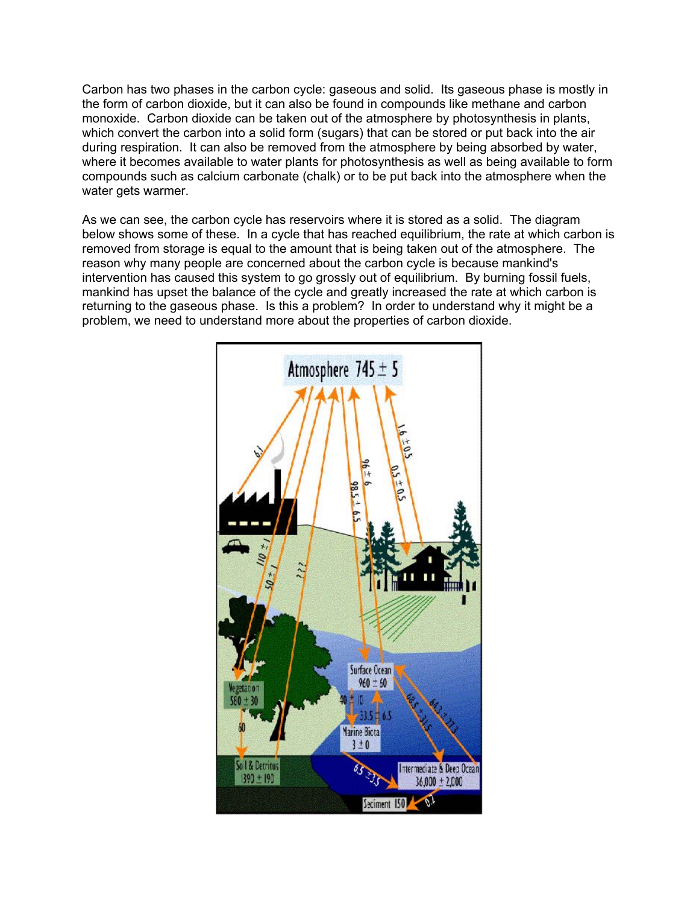Carbon has two phases in the carbon cycle: gaseous and solid. Its gaseous phase is mostly in the form of carbon dioxide, but it can also be found in compounds like methane and carbon monoxide. Carbon dioxide can be taken out of the atmosphere by photosynthesis in plants, which convert the carbon into a solid form (sugars) that can be stored or put back into the air during respiration. It can also be removed from the atmosphere by being absorbed by water, where it becomes available to water plants for photosynthesis as well as being available to form compounds such as calcium carbonate (chalk) or to be put back into the atmosphere when the water gets warmer.

As we can see, the carbon cycle has reservoirs where it is stored as a solid. The diagram below shows some of these. In a cycle that has reached equilibrium, the rate at which carbon is removed from storage is equal to the amount that is being taken out of the atmosphere. The reason why many people are concerned about the carbon cycle is because mankind's intervention has caused this system to go grossly out of equilibrium. By burning fossil fuels, mankind has upset the balance of the cycle and greatly increased the rate at which carbon is returning to the gaseous phase. Is this a problem? In order to understand why it might be a problem, we need to understand more about the properties of carbon dioxide.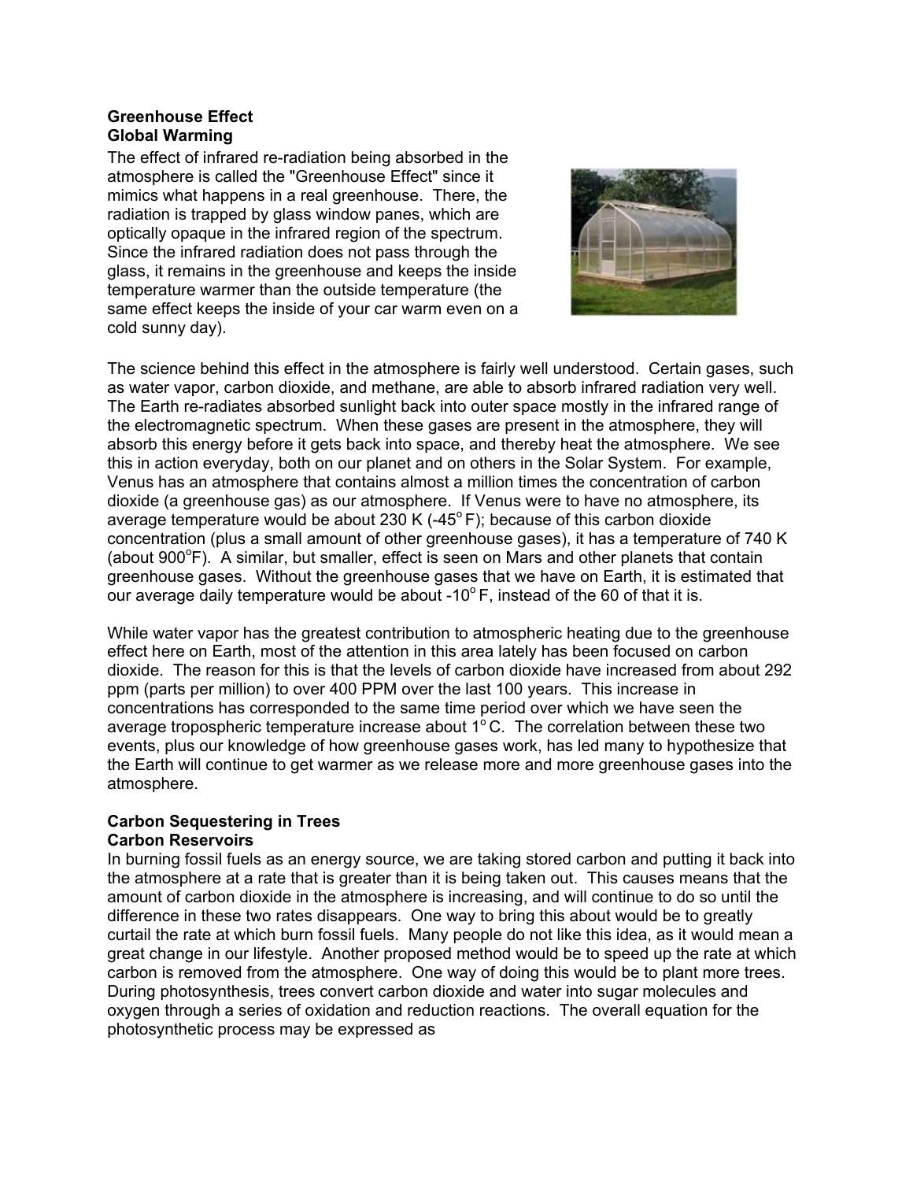**Greenhouse Effect**
**Global Warming**

The effect of infrared re-radiation being absorbed in the atmosphere is called the "Greenhouse Effect" since it mimics what happens in a real greenhouse. There, the radiation is trapped by glass window panes, which are optically opaque in the infrared region of the spectrum. Since the infrared radiation does not pass through the glass, it remains in the greenhouse and keeps the inside temperature warmer than the outside temperature (the same effect keeps the inside of your car warm even on a cold sunny day).

The science behind this effect in the atmosphere is fairly well understood. Certain gases, such as water vapor, carbon dioxide, and methane, are able to absorb infrared radiation very well. The Earth re-radiates absorbed sunlight back into outer space mostly in the infrared range of the electromagnetic spectrum. When these gases are present in the atmosphere, they will absorb this energy before it gets back into space, and thereby heat the atmosphere. We see this in action everyday, both on our planet and on others in the Solar System. For example, Venus has an atmosphere that contains almost a million times the concentration of carbon dioxide (a greenhouse gas) as our atmosphere. If Venus were to have no atmosphere, its average temperature would be about 230 K (-45$^{o}$ F); because of this carbon dioxide concentration (plus a small amount of other greenhouse gases), it has a temperature of 740 K (about 900$^{o}$F). A similar, but smaller, effect is seen on Mars and other planets that contain greenhouse gases. Without the greenhouse gases that we have on Earth, it is estimated that our average daily temperature would be about -10$^{o}$ F, instead of the 60 of that it is.

While water vapor has the greatest contribution to atmospheric heating due to the greenhouse effect here on Earth, most of the attention in this area lately has been focused on carbon dioxide. The reason for this is that the levels of carbon dioxide have increased from about 292 ppm (parts per million) to over 400 PPM over the last 100 years. This increase in concentrations has corresponded to the same time period over which we have seen the average tropospheric temperature increase about 1$^{o}$ C. The correlation between these two events, plus our knowledge of how greenhouse gases work, has led many to hypothesize that the Earth will continue to get warmer as we release more and more greenhouse gases into the atmosphere.

**Carbon Sequestering in Trees**
**Carbon Reservoirs**

In burning fossil fuels as an energy source, we are taking stored carbon and putting it back into the atmosphere at a rate that is greater than it is being taken out. This causes means that the amount of carbon dioxide in the atmosphere is increasing, and will continue to do so until the difference in these two rates disappears. One way to bring this about would be to greatly curtail the rate at which burn fossil fuels. Many people do not like this idea, as it would mean a great change in our lifestyle. Another proposed method would be to speed up the rate at which carbon is removed from the atmosphere. One way of doing this would be to plant more trees. During photosynthesis, trees convert carbon dioxide and water into sugar molecules and oxygen through a series of oxidation and reduction reactions. The overall equation for the photosynthetic process may be expressed as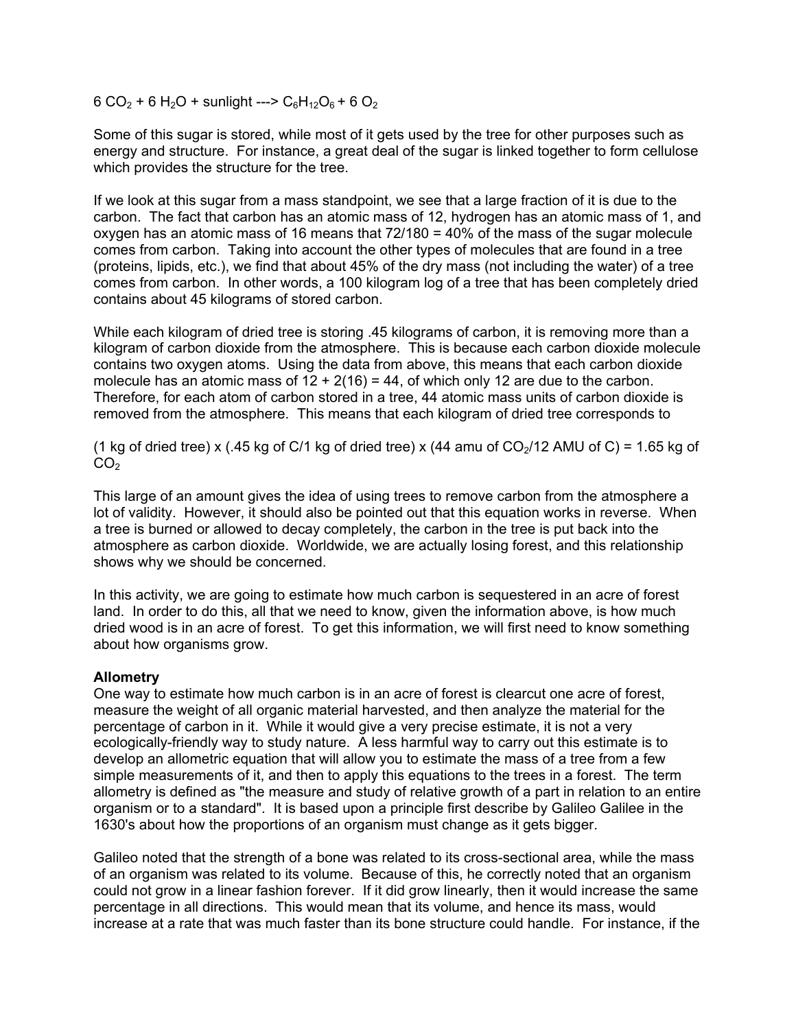$6\ CO_2 + 6\ H_2O + \text{sunlight} \text{ ---> } C_6H_{12}O_6 + 6\ O_2$

Some of this sugar is stored, while most of it gets used by the tree for other purposes such as energy and structure. For instance, a great deal of the sugar is linked together to form cellulose which provides the structure for the tree.

If we look at this sugar from a mass standpoint, we see that a large fraction of it is due to the carbon. The fact that carbon has an atomic mass of 12, hydrogen has an atomic mass of 1, and oxygen has an atomic mass of 16 means that 72/180 = 40% of the mass of the sugar molecule comes from carbon. Taking into account the other types of molecules that are found in a tree (proteins, lipids, etc.), we find that about 45% of the dry mass (not including the water) of a tree comes from carbon. In other words, a 100 kilogram log of a tree that has been completely dried contains about 45 kilograms of stored carbon.

While each kilogram of dried tree is storing .45 kilograms of carbon, it is removing more than a kilogram of carbon dioxide from the atmosphere. This is because each carbon dioxide molecule contains two oxygen atoms. Using the data from above, this means that each carbon dioxide molecule has an atomic mass of 12 + 2(16) = 44, of which only 12 are due to the carbon. Therefore, for each atom of carbon stored in a tree, 44 atomic mass units of carbon dioxide is removed from the atmosphere. This means that each kilogram of dried tree corresponds to

(1 kg of dried tree) x (.45 kg of C/1 kg of dried tree) x (44 amu of $CO_2$/12 AMU of C) = 1.65 kg of $CO_2$

This large of an amount gives the idea of using trees to remove carbon from the atmosphere a lot of validity. However, it should also be pointed out that this equation works in reverse. When a tree is burned or allowed to decay completely, the carbon in the tree is put back into the atmosphere as carbon dioxide. Worldwide, we are actually losing forest, and this relationship shows why we should be concerned.

In this activity, we are going to estimate how much carbon is sequestered in an acre of forest land. In order to do this, all that we need to know, given the information above, is how much dried wood is in an acre of forest. To get this information, we will first need to know something about how organisms grow.

**Allometry**

One way to estimate how much carbon is in an acre of forest is clearcut one acre of forest, measure the weight of all organic material harvested, and then analyze the material for the percentage of carbon in it. While it would give a very precise estimate, it is not a very ecologically-friendly way to study nature. A less harmful way to carry out this estimate is to develop an allometric equation that will allow you to estimate the mass of a tree from a few simple measurements of it, and then to apply this equations to the trees in a forest. The term allometry is defined as "the measure and study of relative growth of a part in relation to an entire organism or to a standard". It is based upon a principle first describe by Galileo Galilee in the 1630's about how the proportions of an organism must change as it gets bigger.

Galileo noted that the strength of a bone was related to its cross-sectional area, while the mass of an organism was related to its volume. Because of this, he correctly noted that an organism could not grow in a linear fashion forever. If it did grow linearly, then it would increase the same percentage in all directions. This would mean that its volume, and hence its mass, would increase at a rate that was much faster than its bone structure could handle. For instance, if the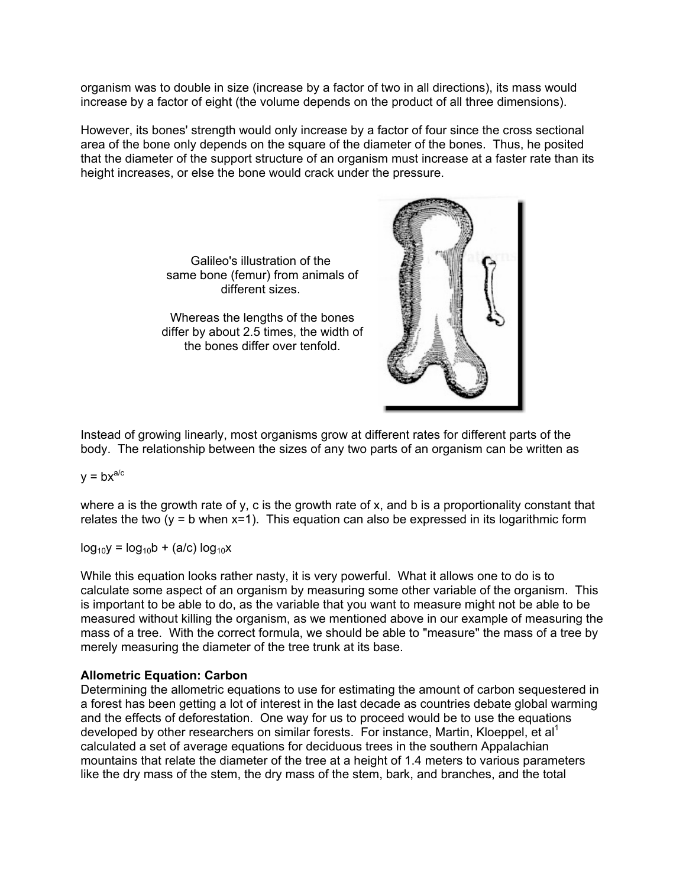organism was to double in size (increase by a factor of two in all directions), its mass would increase by a factor of eight (the volume depends on the product of all three dimensions).

However, its bones' strength would only increase by a factor of four since the cross sectional area of the bone only depends on the square of the diameter of the bones. Thus, he posited that the diameter of the support structure of an organism must increase at a faster rate than its height increases, or else the bone would crack under the pressure.

Galileo's illustration of the same bone (femur) from animals of different sizes.

Whereas the lengths of the bones differ by about 2.5 times, the width of the bones differ over tenfold.

Instead of growing linearly, most organisms grow at different rates for different parts of the body. The relationship between the sizes of any two parts of an organism can be written as

$$y = bx^{a/c}$$

where a is the growth rate of y, c is the growth rate of x, and b is a proportionality constant that relates the two (y = b when x=1). This equation can also be expressed in its logarithmic form

$$\log_{10}y = \log_{10}b + (a/c)\log_{10}x$$

While this equation looks rather nasty, it is very powerful. What it allows one to do is to calculate some aspect of an organism by measuring some other variable of the organism. This is important to be able to do, as the variable that you want to measure might not be able to be measured without killing the organism, as we mentioned above in our example of measuring the mass of a tree. With the correct formula, we should be able to "measure" the mass of a tree by merely measuring the diameter of the tree trunk at its base.

**Allometric Equation: Carbon**

Determining the allometric equations to use for estimating the amount of carbon sequestered in a forest has been getting a lot of interest in the last decade as countries debate global warming and the effects of deforestation. One way for us to proceed would be to use the equations developed by other researchers on similar forests. For instance, Martin, Kloeppel, et al[1] calculated a set of average equations for deciduous trees in the southern Appalachian mountains that relate the diameter of the tree at a height of 1.4 meters to various parameters like the dry mass of the stem, the dry mass of the stem, bark, and branches, and the total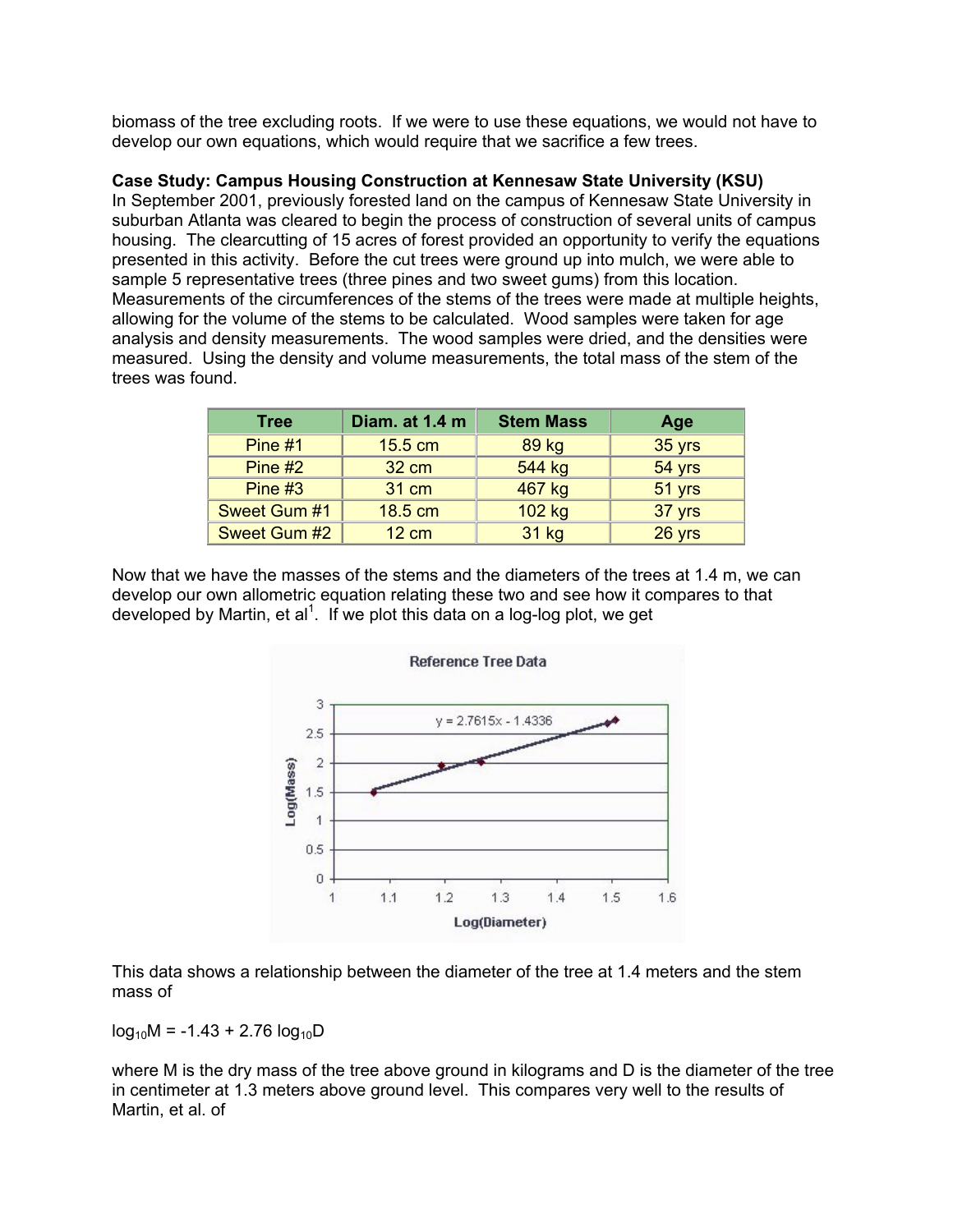biomass of the tree excluding roots. If we were to use these equations, we would not have to develop our own equations, which would require that we sacrifice a few trees.

**Case Study: Campus Housing Construction at Kennesaw State University (KSU)**
In September 2001, previously forested land on the campus of Kennesaw State University in suburban Atlanta was cleared to begin the process of construction of several units of campus housing. The clearcutting of 15 acres of forest provided an opportunity to verify the equations presented in this activity. Before the cut trees were ground up into mulch, we were able to sample 5 representative trees (three pines and two sweet gums) from this location. Measurements of the circumferences of the stems of the trees were made at multiple heights, allowing for the volume of the stems to be calculated. Wood samples were taken for age analysis and density measurements. The wood samples were dried, and the densities were measured. Using the density and volume measurements, the total mass of the stem of the trees was found.

| Tree | Diam. at 1.4 m | Stem Mass | Age |
|---|---|---|---|
| Pine #1 | 15.5 cm | 89 kg | 35 yrs |
| Pine #2 | 32 cm | 544 kg | 54 yrs |
| Pine #3 | 31 cm | 467 kg | 51 yrs |
| Sweet Gum #1 | 18.5 cm | 102 kg | 37 yrs |
| Sweet Gum #2 | 12 cm | 31 kg | 26 yrs |

Now that we have the masses of the stems and the diameters of the trees at 1.4 m, we can develop our own allometric equation relating these two and see how it compares to that developed by Martin, et al[1]. If we plot this data on a log-log plot, we get

This data shows a relationship between the diameter of the tree at 1.4 meters and the stem mass of

$$\log_{10}M = -1.43 + 2.76 \log_{10}D$$

where M is the dry mass of the tree above ground in kilograms and D is the diameter of the tree in centimeter at 1.3 meters above ground level. This compares very well to the results of Martin, et al. of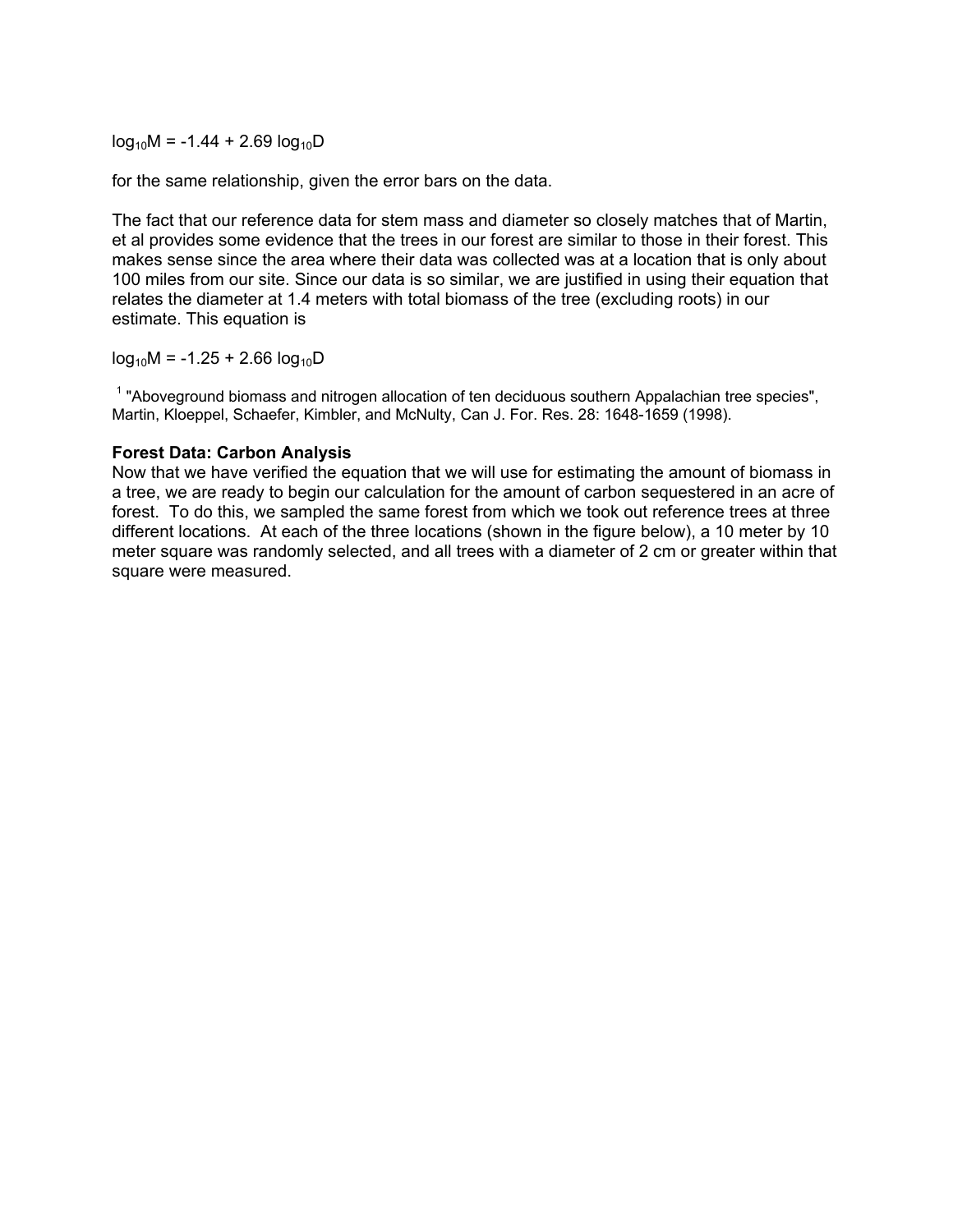$$\log_{10}M = -1.44 + 2.69 \log_{10}D$$

for the same relationship, given the error bars on the data.

The fact that our reference data for stem mass and diameter so closely matches that of Martin, et al provides some evidence that the trees in our forest are similar to those in their forest. This makes sense since the area where their data was collected was at a location that is only about 100 miles from our site. Since our data is so similar, we are justified in using their equation that relates the diameter at 1.4 meters with total biomass of the tree (excluding roots) in our estimate. This equation is

$$\log_{10}M = -1.25 + 2.66 \log_{10}D$$

[1] "Aboveground biomass and nitrogen allocation of ten deciduous southern Appalachian tree species", Martin, Kloeppel, Schaefer, Kimbler, and McNulty, Can J. For. Res. 28: 1648-1659 (1998).

**Forest Data: Carbon Analysis**

Now that we have verified the equation that we will use for estimating the amount of biomass in a tree, we are ready to begin our calculation for the amount of carbon sequestered in an acre of forest. To do this, we sampled the same forest from which we took out reference trees at three different locations. At each of the three locations (shown in the figure below), a 10 meter by 10 meter square was randomly selected, and all trees with a diameter of 2 cm or greater within that square were measured.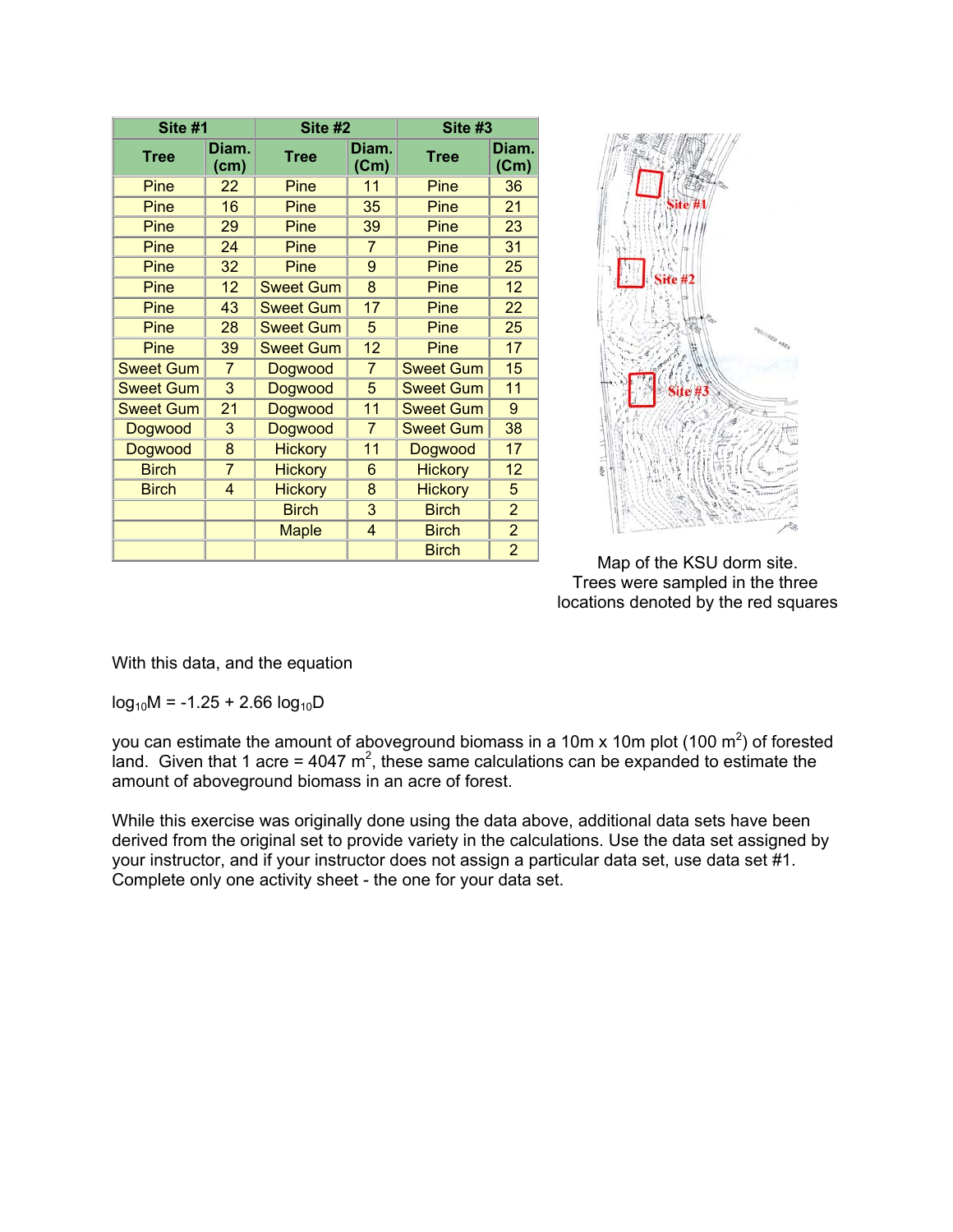| Site #1 | | Site #2 | | Site #3 | |
|---|---|---|---|---|---|
| Tree | Diam. (cm) | Tree | Diam. (Cm) | Tree | Diam. (Cm) |
| Pine | 22 | Pine | 11 | Pine | 36 |
| Pine | 16 | Pine | 35 | Pine | 21 |
| Pine | 29 | Pine | 39 | Pine | 23 |
| Pine | 24 | Pine | 7 | Pine | 31 |
| Pine | 32 | Pine | 9 | Pine | 25 |
| Pine | 12 | Sweet Gum | 8 | Pine | 12 |
| Pine | 43 | Sweet Gum | 17 | Pine | 22 |
| Pine | 28 | Sweet Gum | 5 | Pine | 25 |
| Pine | 39 | Sweet Gum | 12 | Pine | 17 |
| Sweet Gum | 7 | Dogwood | 7 | Sweet Gum | 15 |
| Sweet Gum | 3 | Dogwood | 5 | Sweet Gum | 11 |
| Sweet Gum | 21 | Dogwood | 11 | Sweet Gum | 9 |
| Dogwood | 3 | Dogwood | 7 | Sweet Gum | 38 |
| Dogwood | 8 | Hickory | 11 | Dogwood | 17 |
| Birch | 7 | Hickory | 6 | Hickory | 12 |
| Birch | 4 | Hickory | 8 | Hickory | 5 |
| | | Birch | 3 | Birch | 2 |
| | | Maple | 4 | Birch | 2 |
| | | | | Birch | 2 |

Map of the KSU dorm site.
Trees were sampled in the three locations denoted by the red squares

With this data, and the equation

$$\log_{10}M = -1.25 + 2.66 \log_{10}D$$

you can estimate the amount of aboveground biomass in a 10m x 10m plot (100 $m^2$) of forested land. Given that 1 acre = 4047 $m^2$, these same calculations can be expanded to estimate the amount of aboveground biomass in an acre of forest.

While this exercise was originally done using the data above, additional data sets have been derived from the original set to provide variety in the calculations. Use the data set assigned by your instructor, and if your instructor does not assign a particular data set, use data set #1. Complete only one activity sheet - the one for your data set.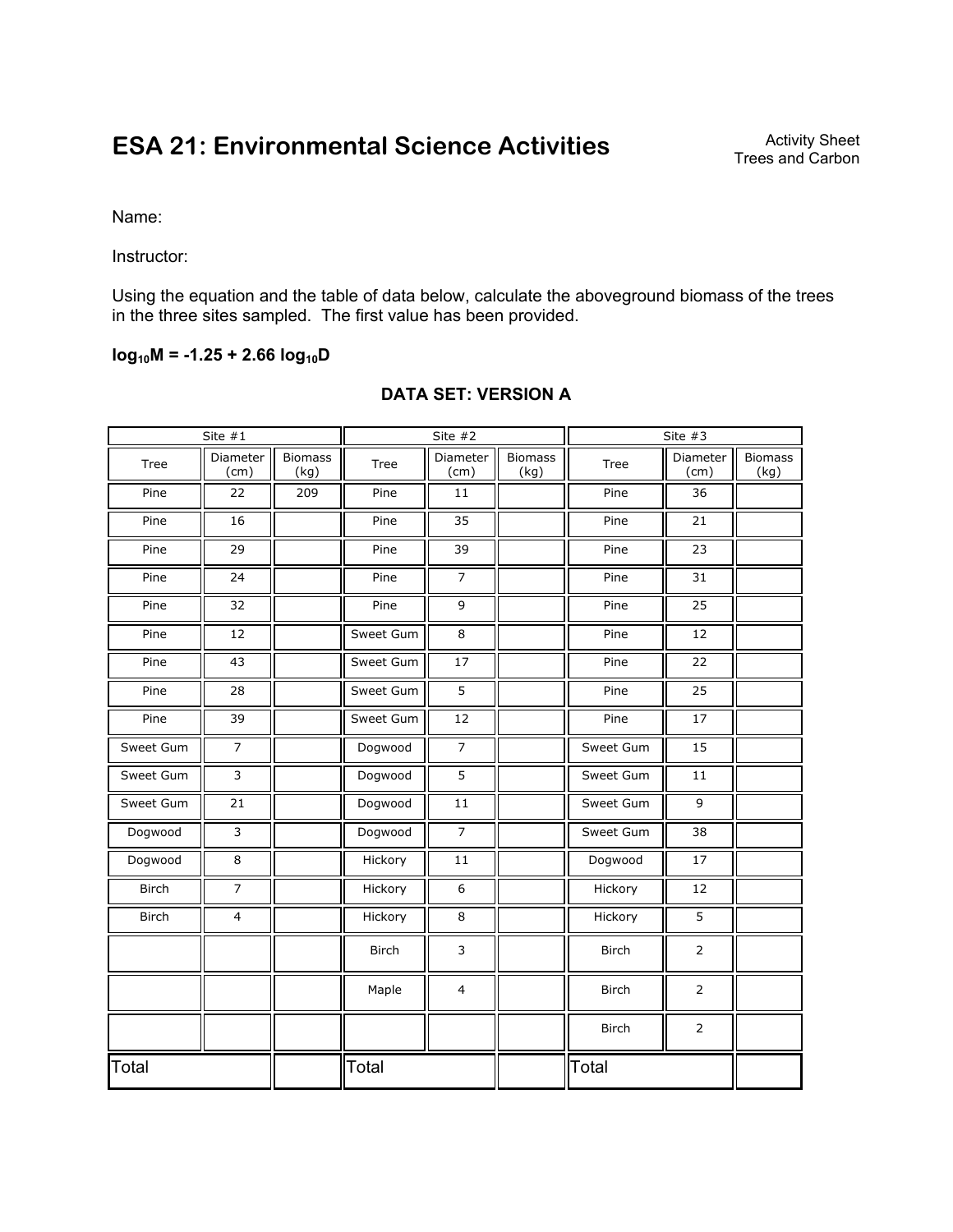# ESA 21: Environmental Science Activities

Activity Sheet
Trees and Carbon

Name:

Instructor:

Using the equation and the table of data below, calculate the aboveground biomass of the trees in the three sites sampled. The first value has been provided.

$$\log_{10}M = -1.25 + 2.66 \log_{10}D$$

## DATA SET: VERSION A

| Site #1 | | | Site #2 | | | Site #3 | | |
|---|---|---|---|---|---|---|---|---|
| Tree | Diameter (cm) | Biomass (kg) | Tree | Diameter (cm) | Biomass (kg) | Tree | Diameter (cm) | Biomass (kg) |
| Pine | 22 | 209 | Pine | 11 | | Pine | 36 | |
| Pine | 16 | | Pine | 35 | | Pine | 21 | |
| Pine | 29 | | Pine | 39 | | Pine | 23 | |
| Pine | 24 | | Pine | 7 | | Pine | 31 | |
| Pine | 32 | | Pine | 9 | | Pine | 25 | |
| Pine | 12 | | Sweet Gum | 8 | | Pine | 12 | |
| Pine | 43 | | Sweet Gum | 17 | | Pine | 22 | |
| Pine | 28 | | Sweet Gum | 5 | | Pine | 25 | |
| Pine | 39 | | Sweet Gum | 12 | | Pine | 17 | |
| Sweet Gum | 7 | | Dogwood | 7 | | Sweet Gum | 15 | |
| Sweet Gum | 3 | | Dogwood | 5 | | Sweet Gum | 11 | |
| Sweet Gum | 21 | | Dogwood | 11 | | Sweet Gum | 9 | |
| Dogwood | 3 | | Dogwood | 7 | | Sweet Gum | 38 | |
| Dogwood | 8 | | Hickory | 11 | | Dogwood | 17 | |
| Birch | 7 | | Hickory | 6 | | Hickory | 12 | |
| Birch | 4 | | Hickory | 8 | | Hickory | 5 | |
| | | | Birch | 3 | | Birch | 2 | |
| | | | Maple | 4 | | Birch | 2 | |
| | | | | | | Birch | 2 | |
| Total | | | Total | | | Total | | |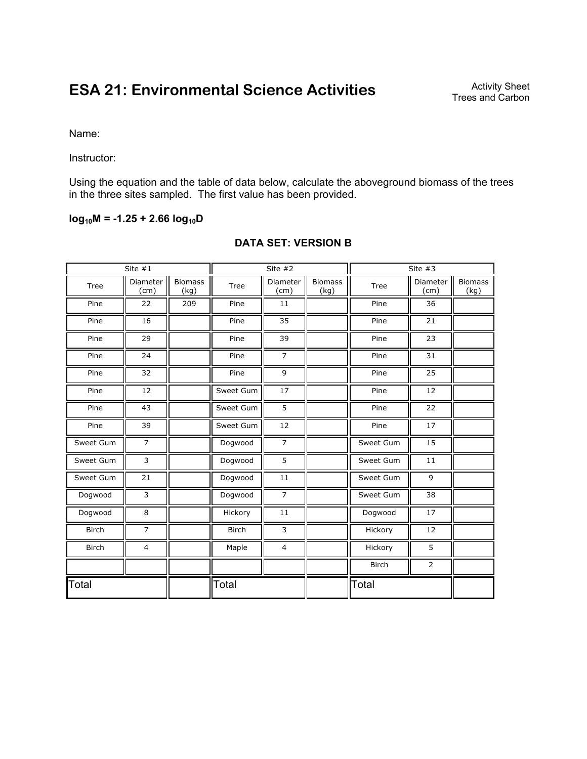# ESA 21: Environmental Science Activities

Activity Sheet
Trees and Carbon

Name:

Instructor:

Using the equation and the table of data below, calculate the aboveground biomass of the trees in the three sites sampled. The first value has been provided.

**$\log_{10}M = -1.25 + 2.66 \log_{10}D$**

## DATA SET: VERSION B

| Site #1 | | | Site #2 | | | Site #3 | | |
|---|---|---|---|---|---|---|---|---|
| Tree | Diameter (cm) | Biomass (kg) | Tree | Diameter (cm) | Biomass (kg) | Tree | Diameter (cm) | Biomass (kg) |
| Pine | 22 | 209 | Pine | 11 | | Pine | 36 | |
| Pine | 16 | | Pine | 35 | | Pine | 21 | |
| Pine | 29 | | Pine | 39 | | Pine | 23 | |
| Pine | 24 | | Pine | 7 | | Pine | 31 | |
| Pine | 32 | | Pine | 9 | | Pine | 25 | |
| Pine | 12 | | Sweet Gum | 17 | | Pine | 12 | |
| Pine | 43 | | Sweet Gum | 5 | | Pine | 22 | |
| Pine | 39 | | Sweet Gum | 12 | | Pine | 17 | |
| Sweet Gum | 7 | | Dogwood | 7 | | Sweet Gum | 15 | |
| Sweet Gum | 3 | | Dogwood | 5 | | Sweet Gum | 11 | |
| Sweet Gum | 21 | | Dogwood | 11 | | Sweet Gum | 9 | |
| Dogwood | 3 | | Dogwood | 7 | | Sweet Gum | 38 | |
| Dogwood | 8 | | Hickory | 11 | | Dogwood | 17 | |
| Birch | 7 | | Birch | 3 | | Hickory | 12 | |
| Birch | 4 | | Maple | 4 | | Hickory | 5 | |
| | | | | | | Birch | 2 | |
| Total | | | Total | | | Total | | |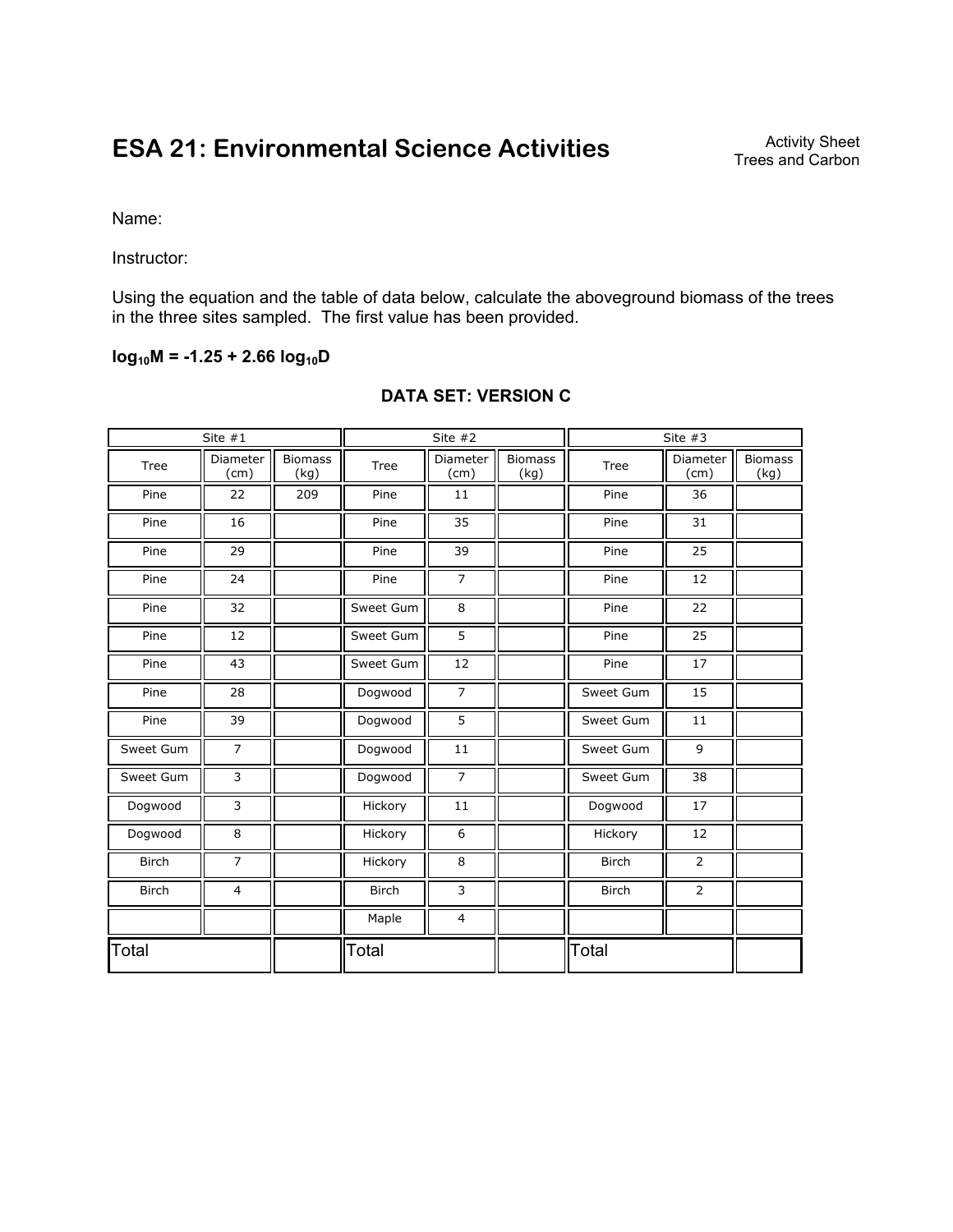# ESA 21: Environmental Science Activities

Activity Sheet
Trees and Carbon

Name:

Instructor:

Using the equation and the table of data below, calculate the aboveground biomass of the trees in the three sites sampled. The first value has been provided.

$$\log_{10}M = -1.25 + 2.66 \log_{10}D$$

**DATA SET: VERSION C**

| Site #1 | | | Site #2 | | | Site #3 | | |
|---|---|---|---|---|---|---|---|---|
| Tree | Diameter (cm) | Biomass (kg) | Tree | Diameter (cm) | Biomass (kg) | Tree | Diameter (cm) | Biomass (kg) |
| Pine | 22 | 209 | Pine | 11 | | Pine | 36 | |
| Pine | 16 | | Pine | 35 | | Pine | 31 | |
| Pine | 29 | | Pine | 39 | | Pine | 25 | |
| Pine | 24 | | Pine | 7 | | Pine | 12 | |
| Pine | 32 | | Sweet Gum | 8 | | Pine | 22 | |
| Pine | 12 | | Sweet Gum | 5 | | Pine | 25 | |
| Pine | 43 | | Sweet Gum | 12 | | Pine | 17 | |
| Pine | 28 | | Dogwood | 7 | | Sweet Gum | 15 | |
| Pine | 39 | | Dogwood | 5 | | Sweet Gum | 11 | |
| Sweet Gum | 7 | | Dogwood | 11 | | Sweet Gum | 9 | |
| Sweet Gum | 3 | | Dogwood | 7 | | Sweet Gum | 38 | |
| Dogwood | 3 | | Hickory | 11 | | Dogwood | 17 | |
| Dogwood | 8 | | Hickory | 6 | | Hickory | 12 | |
| Birch | 7 | | Hickory | 8 | | Birch | 2 | |
| Birch | 4 | | Birch | 3 | | Birch | 2 | |
| | | | Maple | 4 | | | | |
| Total | | | Total | | | Total | | |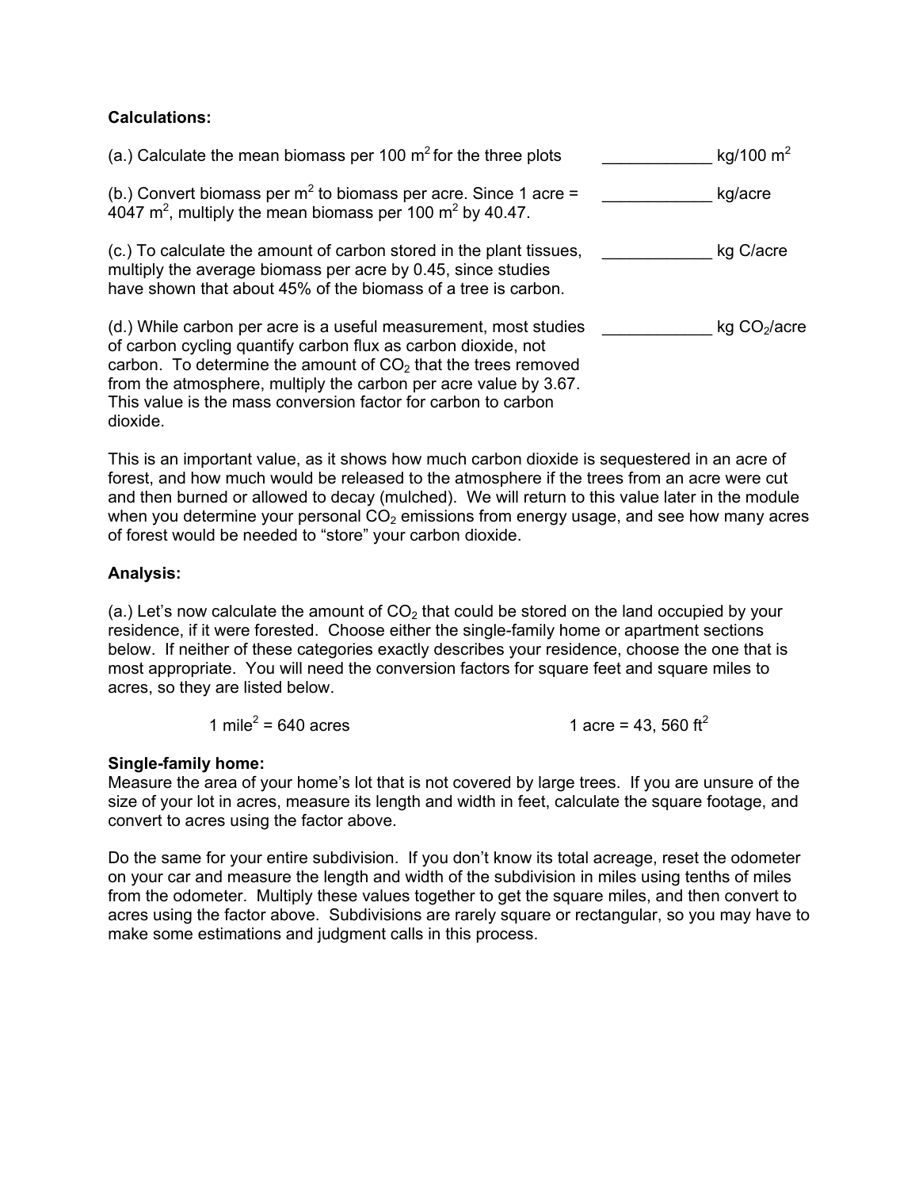**Calculations:**

(a.) Calculate the mean biomass per 100 $m^2$ for the three plots ____________ kg/100 $m^2$

(b.) Convert biomass per $m^2$ to biomass per acre. Since 1 acre = 4047 $m^2$, multiply the mean biomass per 100 $m^2$ by 40.47. ____________ kg/acre

(c.) To calculate the amount of carbon stored in the plant tissues, multiply the average biomass per acre by 0.45, since studies have shown that about 45% of the biomass of a tree is carbon. ____________ kg C/acre

(d.) While carbon per acre is a useful measurement, most studies of carbon cycling quantify carbon flux as carbon dioxide, not carbon. To determine the amount of $CO_2$ that the trees removed from the atmosphere, multiply the carbon per acre value by 3.67. This value is the mass conversion factor for carbon to carbon dioxide. ____________ kg $CO_2$/acre

This is an important value, as it shows how much carbon dioxide is sequestered in an acre of forest, and how much would be released to the atmosphere if the trees from an acre were cut and then burned or allowed to decay (mulched). We will return to this value later in the module when you determine your personal $CO_2$ emissions from energy usage, and see how many acres of forest would be needed to "store" your carbon dioxide.

**Analysis:**

(a.) Let's now calculate the amount of $CO_2$ that could be stored on the land occupied by your residence, if it were forested. Choose either the single-family home or apartment sections below. If neither of these categories exactly describes your residence, choose the one that is most appropriate. You will need the conversion factors for square feet and square miles to acres, so they are listed below.

1 $mile^2$ = 640 acres 1 acre = 43, 560 $ft^2$

**Single-family home:**
Measure the area of your home's lot that is not covered by large trees. If you are unsure of the size of your lot in acres, measure its length and width in feet, calculate the square footage, and convert to acres using the factor above.

Do the same for your entire subdivision. If you don't know its total acreage, reset the odometer on your car and measure the length and width of the subdivision in miles using tenths of miles from the odometer. Multiply these values together to get the square miles, and then convert to acres using the factor above. Subdivisions are rarely square or rectangular, so you may have to make some estimations and judgment calls in this process.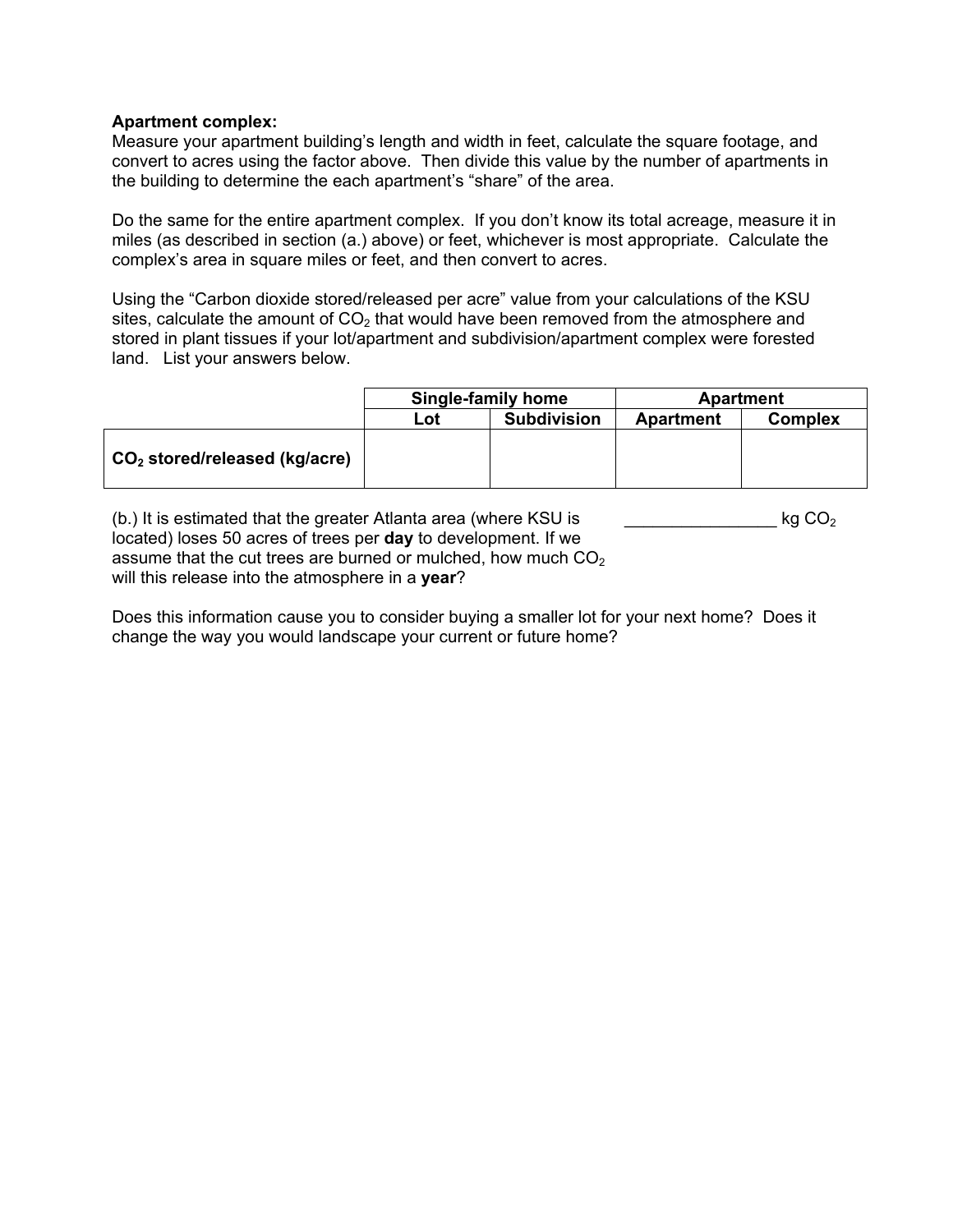**Apartment complex:**
Measure your apartment building's length and width in feet, calculate the square footage, and convert to acres using the factor above. Then divide this value by the number of apartments in the building to determine the each apartment's "share" of the area.

Do the same for the entire apartment complex. If you don't know its total acreage, measure it in miles (as described in section (a.) above) or feet, whichever is most appropriate. Calculate the complex's area in square miles or feet, and then convert to acres.

Using the "Carbon dioxide stored/released per acre" value from your calculations of the KSU sites, calculate the amount of $CO_2$ that would have been removed from the atmosphere and stored in plant tissues if your lot/apartment and subdivision/apartment complex were forested land. List your answers below.

| | Single-family home | | Apartment | |
|---|---|---|---|---|
| | **Lot** | **Subdivision** | **Apartment** | **Complex** |
| **$CO_2$ stored/released (kg/acre)** | | | | |

(b.) It is estimated that the greater Atlanta area (where KSU is located) loses 50 acres of trees per **day** to development. If we assume that the cut trees are burned or mulched, how much $CO_2$ will this release into the atmosphere in a **year**? _______________ kg $CO_2$

Does this information cause you to consider buying a smaller lot for your next home? Does it change the way you would landscape your current or future home?